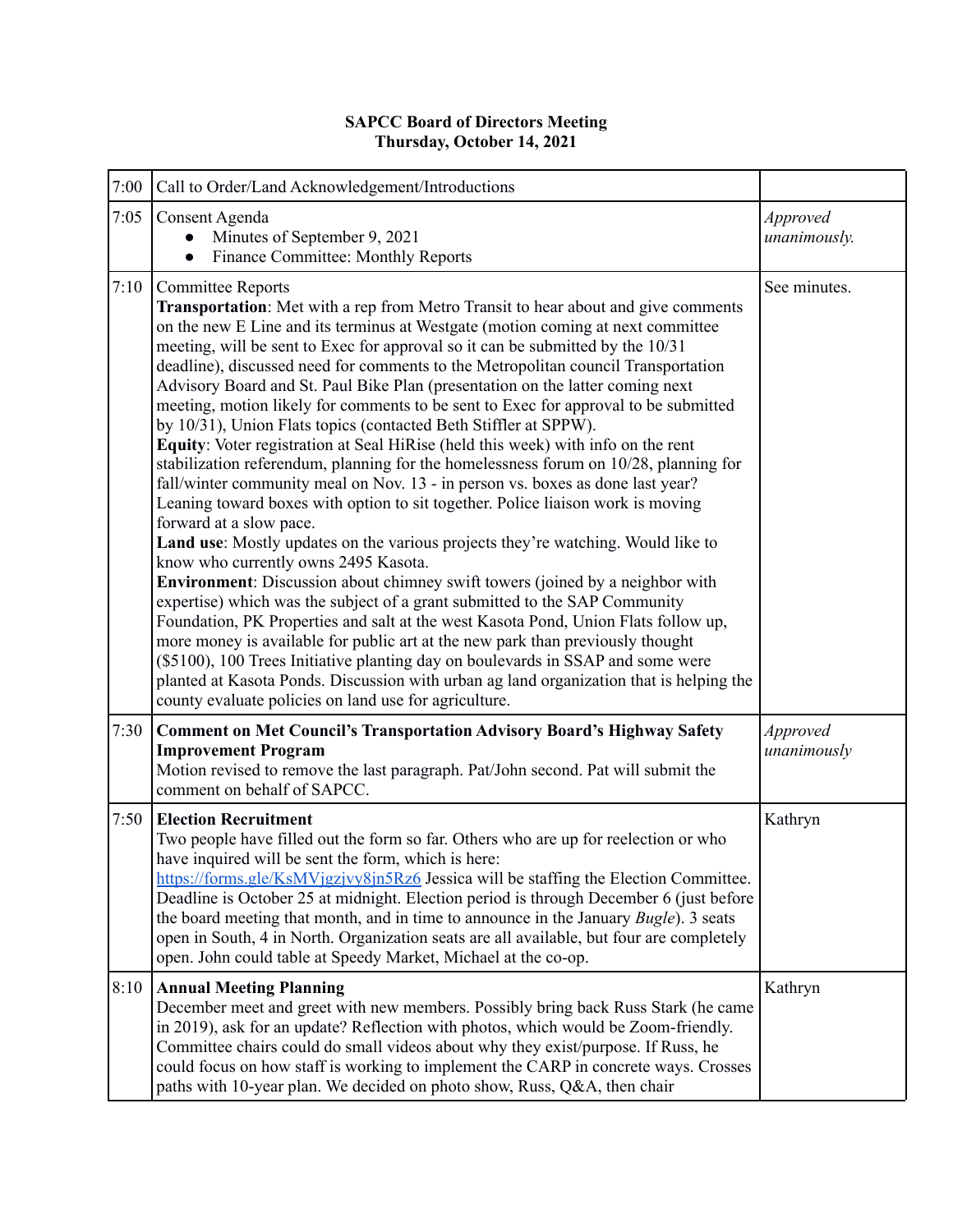**SAPCC Board of Directors Meeting**
**Thursday, October 14, 2021**

| | | |
|---|---|---|
| 7:00 | Call to Order/Land Acknowledgement/Introductions | |
| 7:05 | Consent Agenda<br>● Minutes of September 9, 2021<br>● Finance Committee: Monthly Reports | *Approved unanimously.* |
| 7:10 | Committee Reports<br>**Transportation**: Met with a rep from Metro Transit to hear about and give comments on the new E Line and its terminus at Westgate (motion coming at next committee meeting, will be sent to Exec for approval so it can be submitted by the 10/31 deadline), discussed need for comments to the Metropolitan council Transportation Advisory Board and St. Paul Bike Plan (presentation on the latter coming next meeting, motion likely for comments to be sent to Exec for approval to be submitted by 10/31), Union Flats topics (contacted Beth Stiffler at SPPW).<br>**Equity**: Voter registration at Seal HiRise (held this week) with info on the rent stabilization referendum, planning for the homelessness forum on 10/28, planning for fall/winter community meal on Nov. 13 - in person vs. boxes as done last year? Leaning toward boxes with option to sit together. Police liaison work is moving forward at a slow pace.<br>**Land use**: Mostly updates on the various projects they're watching. Would like to know who currently owns 2495 Kasota.<br>**Environment**: Discussion about chimney swift towers (joined by a neighbor with expertise) which was the subject of a grant submitted to the SAP Community Foundation, PK Properties and salt at the west Kasota Pond, Union Flats follow up, more money is available for public art at the new park than previously thought ($5100), 100 Trees Initiative planting day on boulevards in SSAP and some were planted at Kasota Ponds. Discussion with urban ag land organization that is helping the county evaluate policies on land use for agriculture. | See minutes. |
| 7:30 | **Comment on Met Council's Transportation Advisory Board's Highway Safety Improvement Program**<br>Motion revised to remove the last paragraph. Pat/John second. Pat will submit the comment on behalf of SAPCC. | *Approved unanimously* |
| 7:50 | **Election Recruitment**<br>Two people have filled out the form so far. Others who are up for reelection or who have inquired will be sent the form, which is here: [https://forms.gle/KsMVjgzjvy8jn5Rz6](https://forms.gle/KsMVjgzjvy8jn5Rz6) Jessica will be staffing the Election Committee. Deadline is October 25 at midnight. Election period is through December 6 (just before the board meeting that month, and in time to announce in the January *Bugle*). 3 seats open in South, 4 in North. Organization seats are all available, but four are completely open. John could table at Speedy Market, Michael at the co-op. | Kathryn |
| 8:10 | **Annual Meeting Planning**<br>December meet and greet with new members. Possibly bring back Russ Stark (he came in 2019), ask for an update? Reflection with photos, which would be Zoom-friendly. Committee chairs could do small videos about why they exist/purpose. If Russ, he could focus on how staff is working to implement the CARP in concrete ways. Crosses paths with 10-year plan. We decided on photo show, Russ, Q&A, then chair | Kathryn |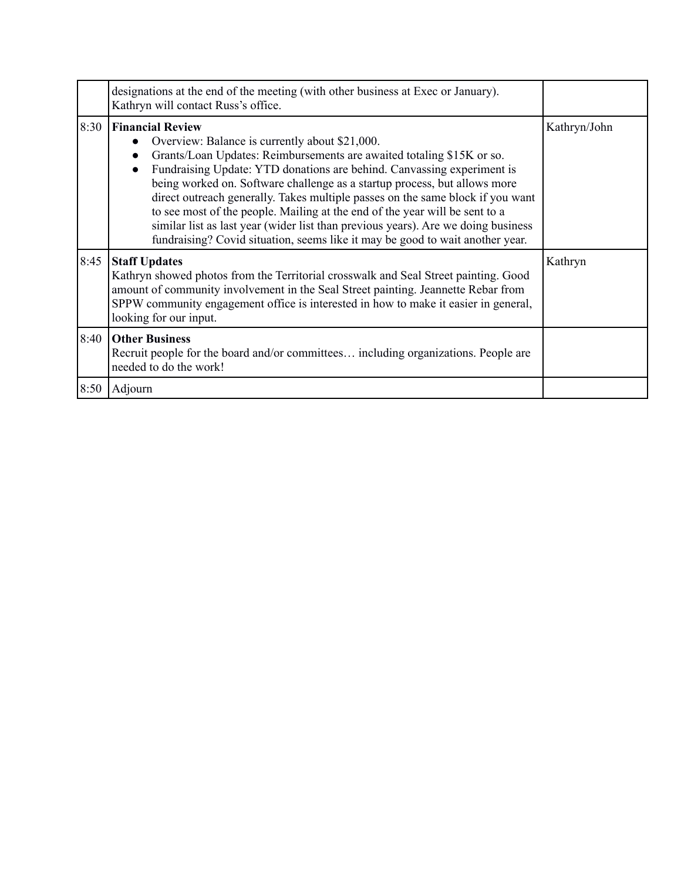| | | |
|---|---|---|
| | designations at the end of the meeting (with other business at Exec or January). Kathryn will contact Russ's office. | |
| 8:30 | **Financial Review**<br>• Overview: Balance is currently about $21,000.<br>• Grants/Loan Updates: Reimbursements are awaited totaling $15K or so.<br>• Fundraising Update: YTD donations are behind. Canvassing experiment is being worked on. Software challenge as a startup process, but allows more direct outreach generally. Takes multiple passes on the same block if you want to see most of the people. Mailing at the end of the year will be sent to a similar list as last year (wider list than previous years). Are we doing business fundraising? Covid situation, seems like it may be good to wait another year. | Kathryn/John |
| 8:45 | **Staff Updates**<br>Kathryn showed photos from the Territorial crosswalk and Seal Street painting. Good amount of community involvement in the Seal Street painting. Jeannette Rebar from SPPW community engagement office is interested in how to make it easier in general, looking for our input. | Kathryn |
| 8:40 | **Other Business**<br>Recruit people for the board and/or committees… including organizations. People are needed to do the work! | |
| 8:50 | Adjourn | |